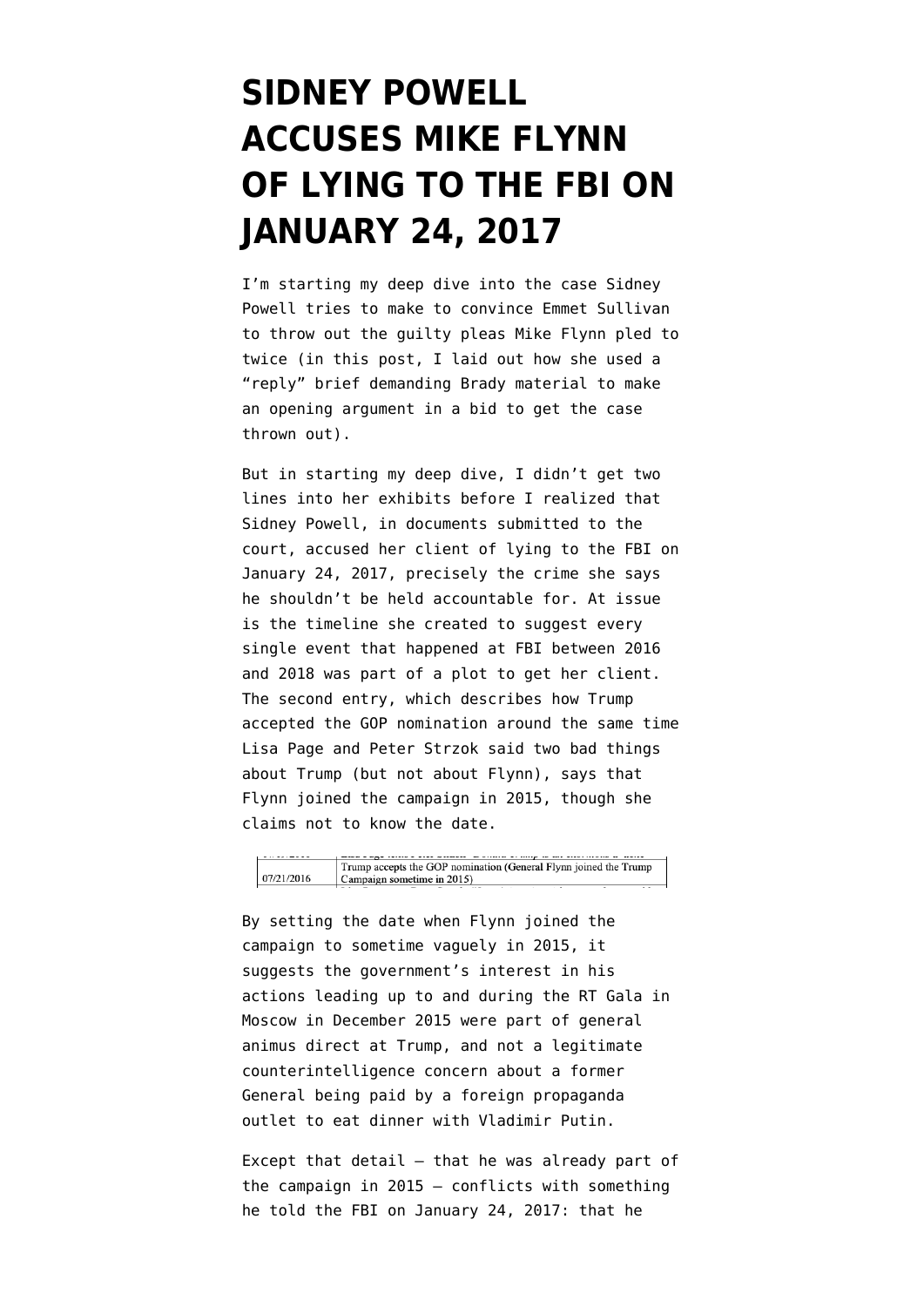# SIDNEY POWELL ACCUSES MIKE FLYNN OF LYING TO THE FBI ON JANUARY 24, 2017

I'm starting my deep dive into the case Sidney Powell tries to make to convince Emmet Sullivan to throw out the guilty pleas Mike Flynn pled to twice (in this post, I laid out how she used a "reply" brief demanding Brady material to make an opening argument in a bid to get the case thrown out).

But in starting my deep dive, I didn't get two lines into her exhibits before I realized that Sidney Powell, in documents submitted to the court, accused her client of lying to the FBI on January 24, 2017, precisely the crime she says he shouldn't be held accountable for. At issue is the timeline she created to suggest every single event that happened at FBI between 2016 and 2018 was part of a plot to get her client. The second entry, which describes how Trump accepted the GOP nomination around the same time Lisa Page and Peter Strzok said two bad things about Trump (but not about Flynn), says that Flynn joined the campaign in 2015, though she claims not to know the date.

| | |
|---|---|
| 07/21/2016 | Trump accepts the GOP nomination **(General Flynn joined the Trump Campaign sometime in 2015)** |

By setting the date when Flynn joined the campaign to sometime vaguely in 2015, it suggests the government's interest in his actions leading up to and during the RT Gala in Moscow in December 2015 were part of general animus direct at Trump, and not a legitimate counterintelligence concern about a former General being paid by a foreign propaganda outlet to eat dinner with Vladimir Putin.

Except that detail — that he was already part of the campaign in 2015 — conflicts with something he told the FBI on January 24, 2017: that he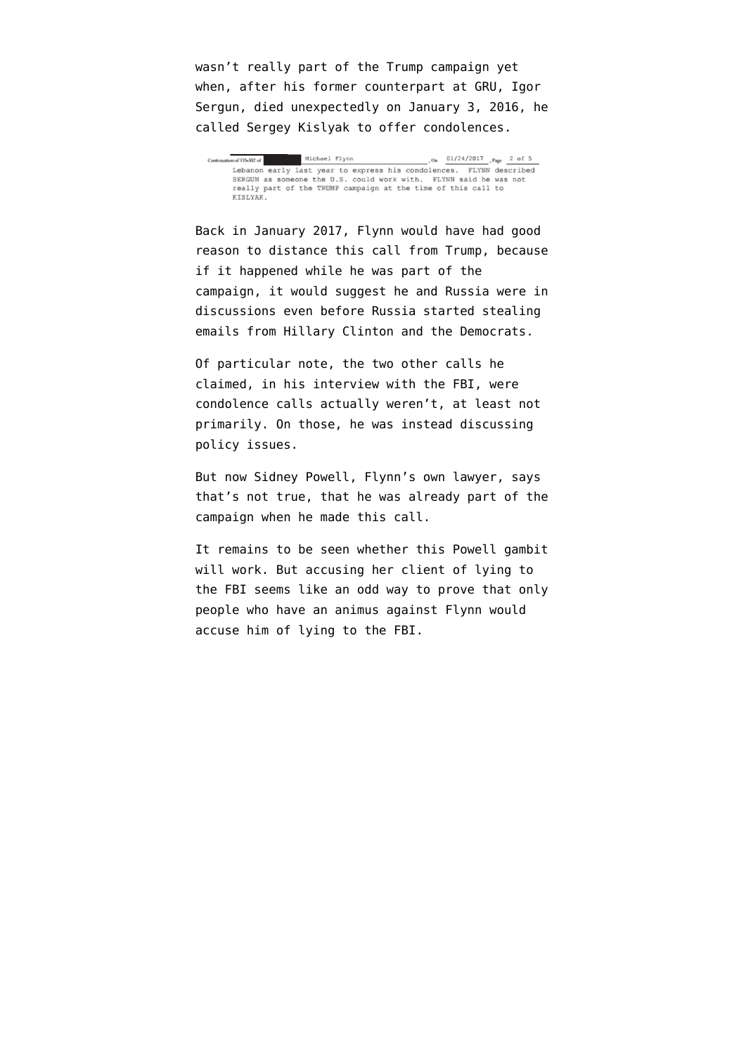wasn't really part of the Trump campaign yet when, after his former counterpart at GRU, Igor Sergun, died unexpectedly on January 3, 2016, he called Sergey Kislyak to offer condolences.

> Continuation of FD-302 of ██████ Michael Flynn , On 01/24/2017 , Page 2 of 5
>
> Lebanon early last year to express his condolences. FLYNN described SERGUN as someone the U.S. could work with. FLYNN said he was not really part of the TRUMP campaign at the time of this call to KISLYAK.

Back in January 2017, Flynn would have had good reason to distance this call from Trump, because if it happened while he was part of the campaign, it would suggest he and Russia were in discussions even before Russia started stealing emails from Hillary Clinton and the Democrats.

Of particular note, the two other calls he claimed, in his interview with the FBI, were condolence calls actually weren't, at least not primarily. On those, he was instead discussing policy issues.

But now Sidney Powell, Flynn's own lawyer, says that's not true, that he was already part of the campaign when he made this call.

It remains to be seen whether this Powell gambit will work. But accusing her client of lying to the FBI seems like an odd way to prove that only people who have an animus against Flynn would accuse him of lying to the FBI.